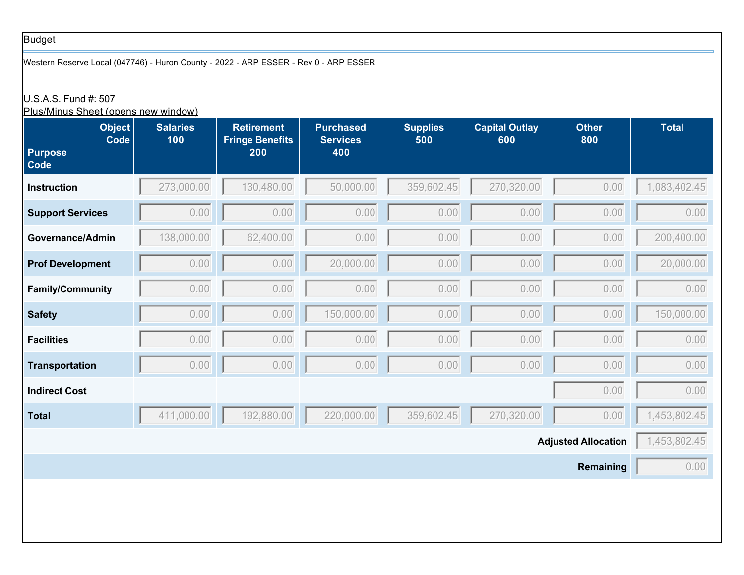Budget

Western Reserve Local (047746) - Huron County - 2022 - ARP ESSER - Rev 0 - ARP ESSER

U.S.A.S. Fund #: 507

Plus/Minus Sheet (opens new window)

| Purpose Code / Object Code | Salaries 100 | Retirement Fringe Benefits 200 | Purchased Services 400 | Supplies 500 | Capital Outlay 600 | Other 800 | Total |
|---|---|---|---|---|---|---|---|
| **Instruction** | 273,000.00 | 130,480.00 | 50,000.00 | 359,602.45 | 270,320.00 | 0.00 | 1,083,402.45 |
| **Support Services** | 0.00 | 0.00 | 0.00 | 0.00 | 0.00 | 0.00 | 0.00 |
| **Governance/Admin** | 138,000.00 | 62,400.00 | 0.00 | 0.00 | 0.00 | 0.00 | 200,400.00 |
| **Prof Development** | 0.00 | 0.00 | 20,000.00 | 0.00 | 0.00 | 0.00 | 20,000.00 |
| **Family/Community** | 0.00 | 0.00 | 0.00 | 0.00 | 0.00 | 0.00 | 0.00 |
| **Safety** | 0.00 | 0.00 | 150,000.00 | 0.00 | 0.00 | 0.00 | 150,000.00 |
| **Facilities** | 0.00 | 0.00 | 0.00 | 0.00 | 0.00 | 0.00 | 0.00 |
| **Transportation** | 0.00 | 0.00 | 0.00 | 0.00 | 0.00 | 0.00 | 0.00 |
| **Indirect Cost** | | | | | | 0.00 | 0.00 |
| **Total** | 411,000.00 | 192,880.00 | 220,000.00 | 359,602.45 | 270,320.00 | 0.00 | 1,453,802.45 |
| | | | | | | **Adjusted Allocation** | 1,453,802.45 |
| | | | | | | **Remaining** | 0.00 |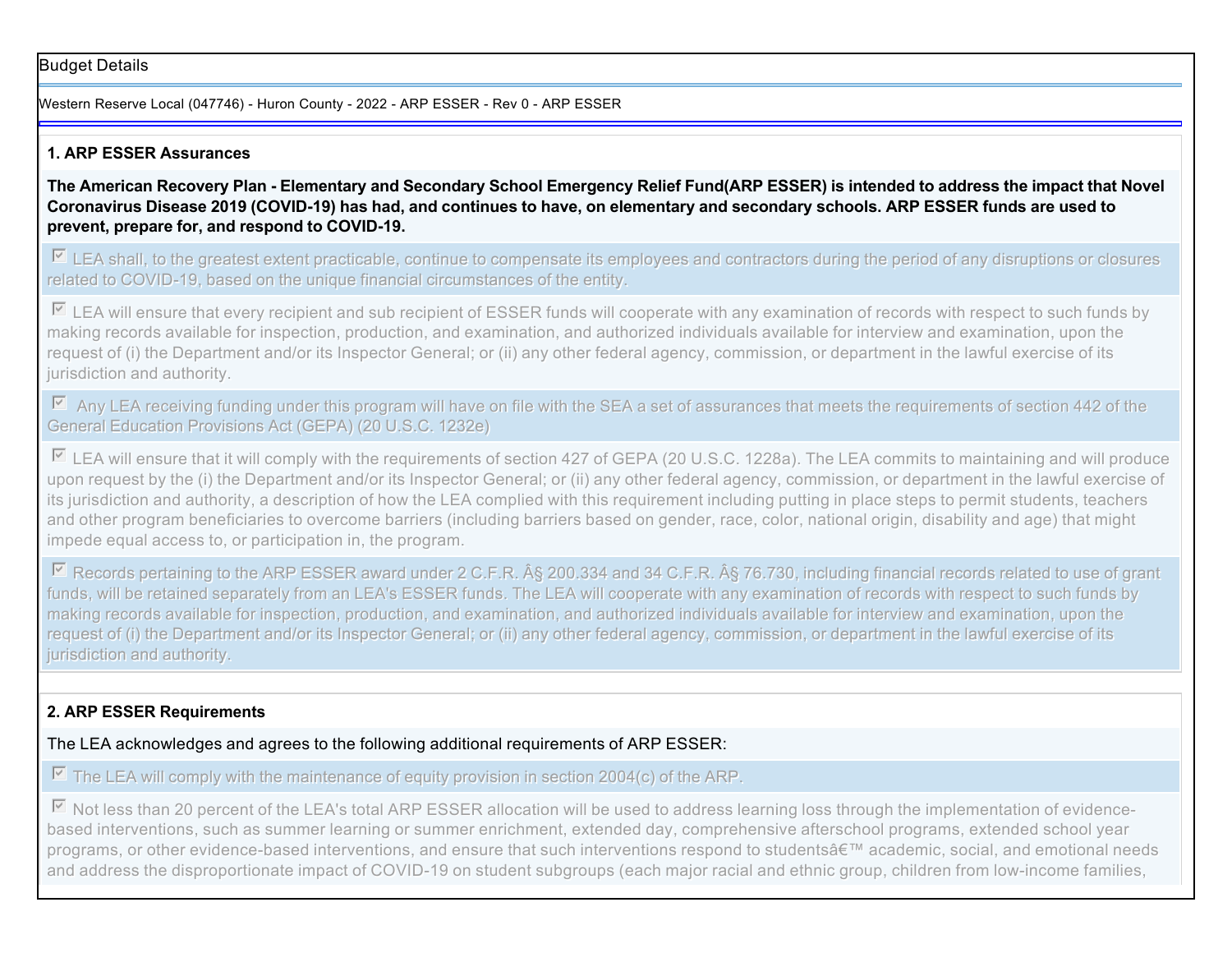Budget Details

Western Reserve Local (047746) - Huron County - 2022 - ARP ESSER - Rev 0 - ARP ESSER

**1. ARP ESSER Assurances**

**The American Recovery Plan - Elementary and Secondary School Emergency Relief Fund(ARP ESSER) is intended to address the impact that Novel Coronavirus Disease 2019 (COVID-19) has had, and continues to have, on elementary and secondary schools. ARP ESSER funds are used to prevent, prepare for, and respond to COVID-19.**

- ☑ LEA shall, to the greatest extent practicable, continue to compensate its employees and contractors during the period of any disruptions or closures related to COVID-19, based on the unique financial circumstances of the entity.
- ☑ LEA will ensure that every recipient and sub recipient of ESSER funds will cooperate with any examination of records with respect to such funds by making records available for inspection, production, and examination, and authorized individuals available for interview and examination, upon the request of (i) the Department and/or its Inspector General; or (ii) any other federal agency, commission, or department in the lawful exercise of its jurisdiction and authority.
- ☑ Any LEA receiving funding under this program will have on file with the SEA a set of assurances that meets the requirements of section 442 of the General Education Provisions Act (GEPA) (20 U.S.C. 1232e)
- ☑ LEA will ensure that it will comply with the requirements of section 427 of GEPA (20 U.S.C. 1228a). The LEA commits to maintaining and will produce upon request by the (i) the Department and/or its Inspector General; or (ii) any other federal agency, commission, or department in the lawful exercise of its jurisdiction and authority, a description of how the LEA complied with this requirement including putting in place steps to permit students, teachers and other program beneficiaries to overcome barriers (including barriers based on gender, race, color, national origin, disability and age) that might impede equal access to, or participation in, the program.
- ☑ Records pertaining to the ARP ESSER award under 2 C.F.R. Â§ 200.334 and 34 C.F.R. Â§ 76.730, including financial records related to use of grant funds, will be retained separately from an LEA's ESSER funds. The LEA will cooperate with any examination of records with respect to such funds by making records available for inspection, production, and examination, and authorized individuals available for interview and examination, upon the request of (i) the Department and/or its Inspector General; or (ii) any other federal agency, commission, or department in the lawful exercise of its jurisdiction and authority.

**2. ARP ESSER Requirements**

The LEA acknowledges and agrees to the following additional requirements of ARP ESSER:

- ☑ The LEA will comply with the maintenance of equity provision in section 2004(c) of the ARP.
- ☑ Not less than 20 percent of the LEA's total ARP ESSER allocation will be used to address learning loss through the implementation of evidence-based interventions, such as summer learning or summer enrichment, extended day, comprehensive afterschool programs, extended school year programs, or other evidence-based interventions, and ensure that such interventions respond to studentsâ€™ academic, social, and emotional needs and address the disproportionate impact of COVID-19 on student subgroups (each major racial and ethnic group, children from low-income families,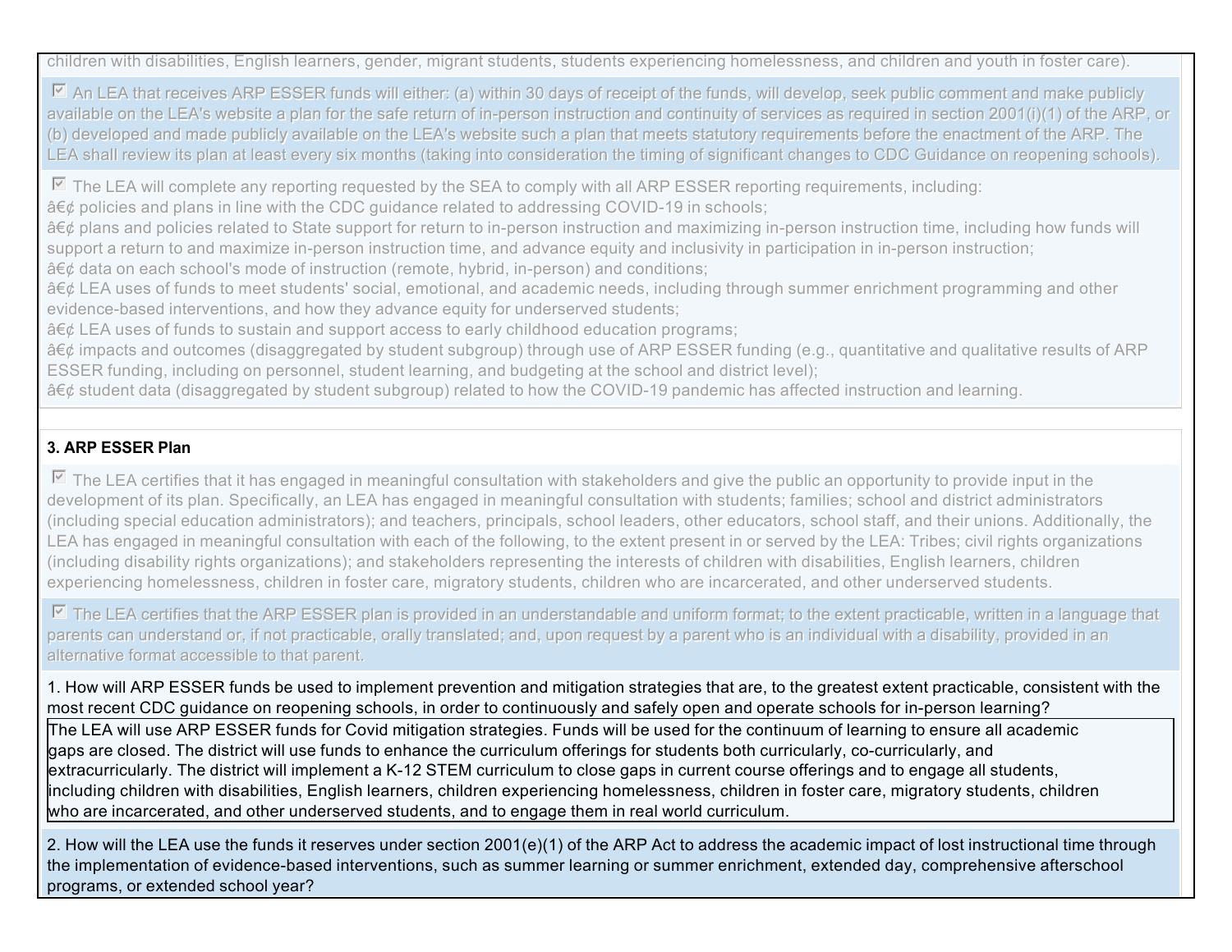children with disabilities, English learners, gender, migrant students, students experiencing homelessness, and children and youth in foster care).

☑ An LEA that receives ARP ESSER funds will either: (a) within 30 days of receipt of the funds, will develop, seek public comment and make publicly available on the LEA's website a plan for the safe return of in-person instruction and continuity of services as required in section 2001(i)(1) of the ARP, or (b) developed and made publicly available on the LEA's website such a plan that meets statutory requirements before the enactment of the ARP. The LEA shall review its plan at least every six months (taking into consideration the timing of significant changes to CDC Guidance on reopening schools).

☑ The LEA will complete any reporting requested by the SEA to comply with all ARP ESSER reporting requirements, including:
â€¢ policies and plans in line with the CDC guidance related to addressing COVID-19 in schools;
â€¢ plans and policies related to State support for return to in-person instruction and maximizing in-person instruction time, including how funds will support a return to and maximize in-person instruction time, and advance equity and inclusivity in participation in in-person instruction;
â€¢ data on each school's mode of instruction (remote, hybrid, in-person) and conditions;
â€¢ LEA uses of funds to meet students' social, emotional, and academic needs, including through summer enrichment programming and other evidence-based interventions, and how they advance equity for underserved students;
â€¢ LEA uses of funds to sustain and support access to early childhood education programs;
â€¢ impacts and outcomes (disaggregated by student subgroup) through use of ARP ESSER funding (e.g., quantitative and qualitative results of ARP ESSER funding, including on personnel, student learning, and budgeting at the school and district level);
â€¢ student data (disaggregated by student subgroup) related to how the COVID-19 pandemic has affected instruction and learning.

**3. ARP ESSER Plan**

☑ The LEA certifies that it has engaged in meaningful consultation with stakeholders and give the public an opportunity to provide input in the development of its plan. Specifically, an LEA has engaged in meaningful consultation with students; families; school and district administrators (including special education administrators); and teachers, principals, school leaders, other educators, school staff, and their unions. Additionally, the LEA has engaged in meaningful consultation with each of the following, to the extent present in or served by the LEA: Tribes; civil rights organizations (including disability rights organizations); and stakeholders representing the interests of children with disabilities, English learners, children experiencing homelessness, children in foster care, migratory students, children who are incarcerated, and other underserved students.

☑ The LEA certifies that the ARP ESSER plan is provided in an understandable and uniform format; to the extent practicable, written in a language that parents can understand or, if not practicable, orally translated; and, upon request by a parent who is an individual with a disability, provided in an alternative format accessible to that parent.

1. How will ARP ESSER funds be used to implement prevention and mitigation strategies that are, to the greatest extent practicable, consistent with the most recent CDC guidance on reopening schools, in order to continuously and safely open and operate schools for in-person learning?

The LEA will use ARP ESSER funds for Covid mitigation strategies. Funds will be used for the continuum of learning to ensure all academic gaps are closed. The district will use funds to enhance the curriculum offerings for students both curricularly, co-curricularly, and extracurricularly. The district will implement a K-12 STEM curriculum to close gaps in current course offerings and to engage all students, including children with disabilities, English learners, children experiencing homelessness, children in foster care, migratory students, children who are incarcerated, and other underserved students, and to engage them in real world curriculum.

2. How will the LEA use the funds it reserves under section 2001(e)(1) of the ARP Act to address the academic impact of lost instructional time through the implementation of evidence-based interventions, such as summer learning or summer enrichment, extended day, comprehensive afterschool programs, or extended school year?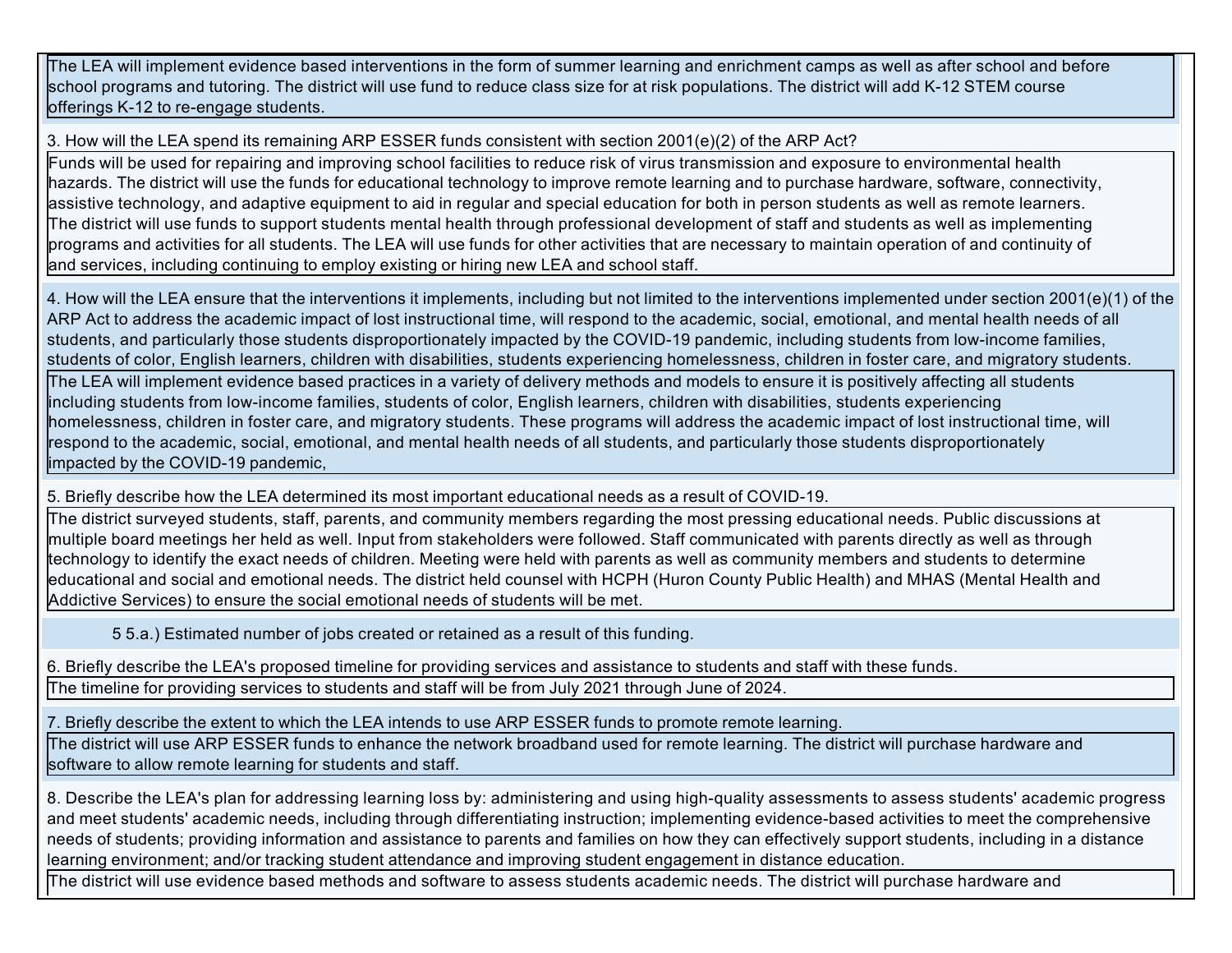The LEA will implement evidence based interventions in the form of summer learning and enrichment camps as well as after school and before school programs and tutoring. The district will use fund to reduce class size for at risk populations. The district will add K-12 STEM course offerings K-12 to re-engage students.

3. How will the LEA spend its remaining ARP ESSER funds consistent with section 2001(e)(2) of the ARP Act?

Funds will be used for repairing and improving school facilities to reduce risk of virus transmission and exposure to environmental health hazards. The district will use the funds for educational technology to improve remote learning and to purchase hardware, software, connectivity, assistive technology, and adaptive equipment to aid in regular and special education for both in person students as well as remote learners. The district will use funds to support students mental health through professional development of staff and students as well as implementing programs and activities for all students. The LEA will use funds for other activities that are necessary to maintain operation of and continuity of and services, including continuing to employ existing or hiring new LEA and school staff.

4. How will the LEA ensure that the interventions it implements, including but not limited to the interventions implemented under section 2001(e)(1) of the ARP Act to address the academic impact of lost instructional time, will respond to the academic, social, emotional, and mental health needs of all students, and particularly those students disproportionately impacted by the COVID-19 pandemic, including students from low-income families, students of color, English learners, children with disabilities, students experiencing homelessness, children in foster care, and migratory students.

The LEA will implement evidence based practices in a variety of delivery methods and models to ensure it is positively affecting all students including students from low-income families, students of color, English learners, children with disabilities, students experiencing homelessness, children in foster care, and migratory students. These programs will address the academic impact of lost instructional time, will respond to the academic, social, emotional, and mental health needs of all students, and particularly those students disproportionately impacted by the COVID-19 pandemic,

5. Briefly describe how the LEA determined its most important educational needs as a result of COVID-19.

The district surveyed students, staff, parents, and community members regarding the most pressing educational needs. Public discussions at multiple board meetings her held as well. Input from stakeholders were followed. Staff communicated with parents directly as well as through technology to identify the exact needs of children. Meeting were held with parents as well as community members and students to determine educational and social and emotional needs. The district held counsel with HCPH (Huron County Public Health) and MHAS (Mental Health and Addictive Services) to ensure the social emotional needs of students will be met.

5 5.a.) Estimated number of jobs created or retained as a result of this funding.

6. Briefly describe the LEA's proposed timeline for providing services and assistance to students and staff with these funds.

The timeline for providing services to students and staff will be from July 2021 through June of 2024.

7. Briefly describe the extent to which the LEA intends to use ARP ESSER funds to promote remote learning.

The district will use ARP ESSER funds to enhance the network broadband used for remote learning. The district will purchase hardware and software to allow remote learning for students and staff.

8. Describe the LEA's plan for addressing learning loss by: administering and using high-quality assessments to assess students' academic progress and meet students' academic needs, including through differentiating instruction; implementing evidence-based activities to meet the comprehensive needs of students; providing information and assistance to parents and families on how they can effectively support students, including in a distance learning environment; and/or tracking student attendance and improving student engagement in distance education.

The district will use evidence based methods and software to assess students academic needs. The district will purchase hardware and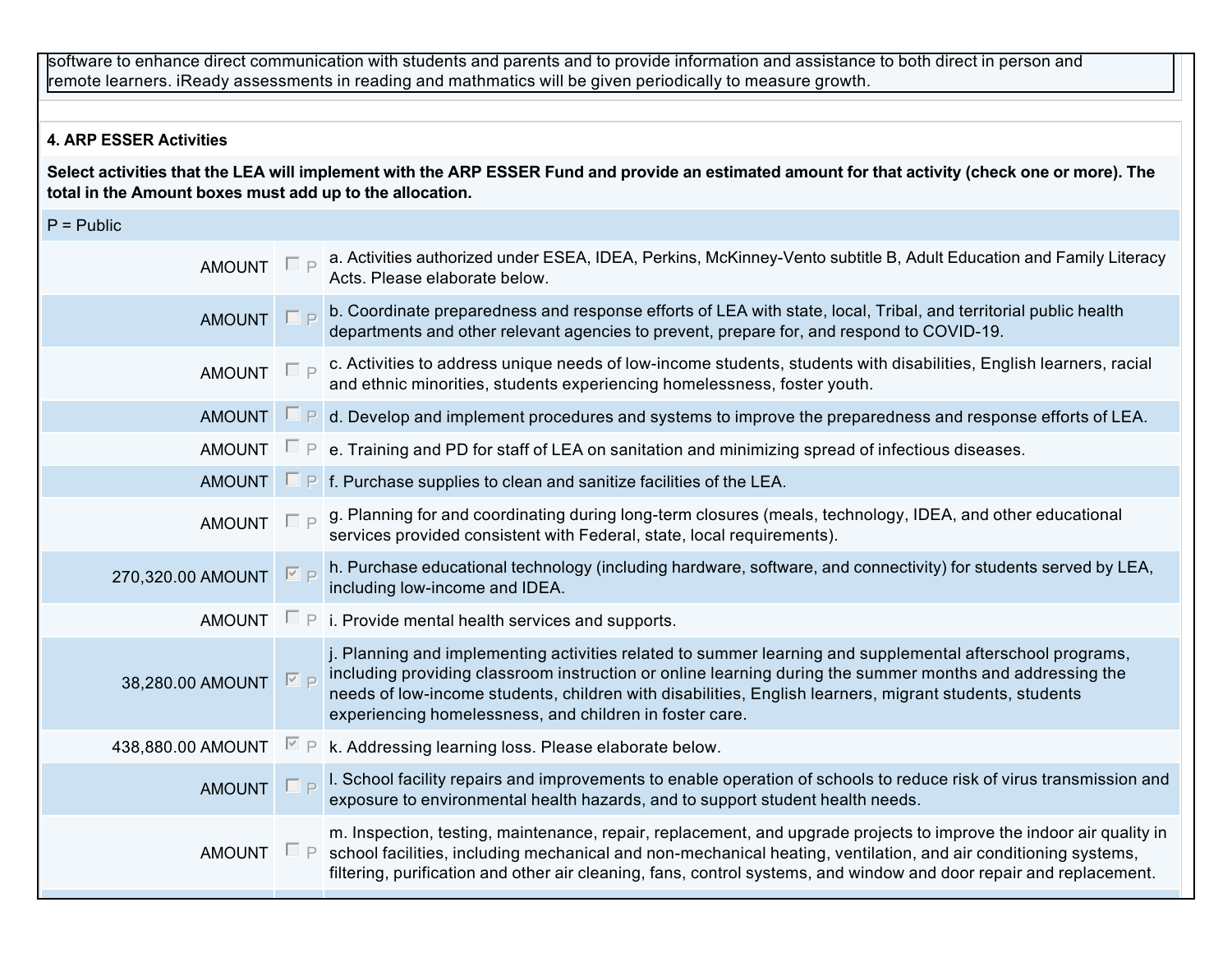software to enhance direct communication with students and parents and to provide information and assistance to both direct in person and remote learners. iReady assessments in reading and mathmatics will be given periodically to measure growth.

**4. ARP ESSER Activities**

**Select activities that the LEA will implement with the ARP ESSER Fund and provide an estimated amount for that activity (check one or more). The total in the Amount boxes must add up to the allocation.**

P = Public

| | | |
|---|---|---|
| AMOUNT | ☐ P | a. Activities authorized under ESEA, IDEA, Perkins, McKinney-Vento subtitle B, Adult Education and Family Literacy Acts. Please elaborate below. |
| AMOUNT | ☐ P | b. Coordinate preparedness and response efforts of LEA with state, local, Tribal, and territorial public health departments and other relevant agencies to prevent, prepare for, and respond to COVID-19. |
| AMOUNT | ☐ P | c. Activities to address unique needs of low-income students, students with disabilities, English learners, racial and ethnic minorities, students experiencing homelessness, foster youth. |
| AMOUNT | ☐ P | d. Develop and implement procedures and systems to improve the preparedness and response efforts of LEA. |
| AMOUNT | ☐ P | e. Training and PD for staff of LEA on sanitation and minimizing spread of infectious diseases. |
| AMOUNT | ☐ P | f. Purchase supplies to clean and sanitize facilities of the LEA. |
| AMOUNT | ☐ P | g. Planning for and coordinating during long-term closures (meals, technology, IDEA, and other educational services provided consistent with Federal, state, local requirements). |
| 270,320.00 AMOUNT | ☑ P | h. Purchase educational technology (including hardware, software, and connectivity) for students served by LEA, including low-income and IDEA. |
| AMOUNT | ☐ P | i. Provide mental health services and supports. |
| 38,280.00 AMOUNT | ☑ P | j. Planning and implementing activities related to summer learning and supplemental afterschool programs, including providing classroom instruction or online learning during the summer months and addressing the needs of low-income students, children with disabilities, English learners, migrant students, students experiencing homelessness, and children in foster care. |
| 438,880.00 AMOUNT | ☑ P | k. Addressing learning loss. Please elaborate below. |
| AMOUNT | ☐ P | l. School facility repairs and improvements to enable operation of schools to reduce risk of virus transmission and exposure to environmental health hazards, and to support student health needs. |
| AMOUNT | ☐ P | m. Inspection, testing, maintenance, repair, replacement, and upgrade projects to improve the indoor air quality in school facilities, including mechanical and non-mechanical heating, ventilation, and air conditioning systems, filtering, purification and other air cleaning, fans, control systems, and window and door repair and replacement. |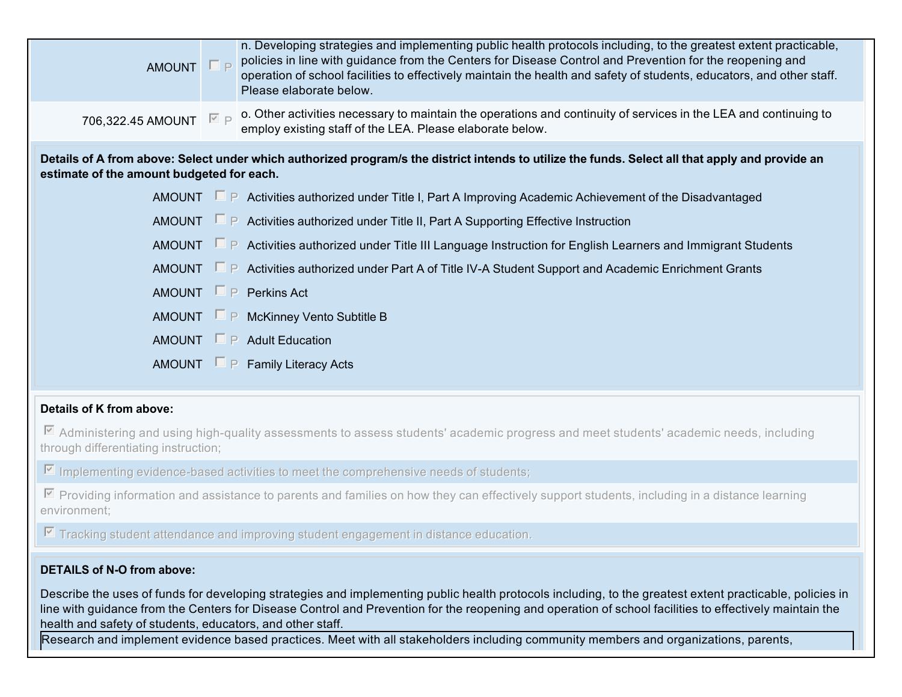| | | |
|---|---|---|
| AMOUNT | ☐ P | n. Developing strategies and implementing public health protocols including, to the greatest extent practicable, policies in line with guidance from the Centers for Disease Control and Prevention for the reopening and operation of school facilities to effectively maintain the health and safety of students, educators, and other staff. Please elaborate below. |
| 706,322.45 AMOUNT | ☑ P | o. Other activities necessary to maintain the operations and continuity of services in the LEA and continuing to employ existing staff of the LEA. Please elaborate below. |

**Details of A from above: Select under which authorized program/s the district intends to utilize the funds. Select all that apply and provide an estimate of the amount budgeted for each.**

| | | |
|---|---|---|
| AMOUNT | ☐ P | Activities authorized under Title I, Part A Improving Academic Achievement of the Disadvantaged |
| AMOUNT | ☐ P | Activities authorized under Title II, Part A Supporting Effective Instruction |
| AMOUNT | ☐ P | Activities authorized under Title III Language Instruction for English Learners and Immigrant Students |
| AMOUNT | ☐ P | Activities authorized under Part A of Title IV-A Student Support and Academic Enrichment Grants |
| AMOUNT | ☐ P | Perkins Act |
| AMOUNT | ☐ P | McKinney Vento Subtitle B |
| AMOUNT | ☐ P | Adult Education |
| AMOUNT | ☐ P | Family Literacy Acts |

**Details of K from above:**

- ☑ Administering and using high-quality assessments to assess students' academic progress and meet students' academic needs, including through differentiating instruction;
- ☑ Implementing evidence-based activities to meet the comprehensive needs of students;
- ☑ Providing information and assistance to parents and families on how they can effectively support students, including in a distance learning environment;
- ☑ Tracking student attendance and improving student engagement in distance education.

**DETAILS of N-O from above:**

Describe the uses of funds for developing strategies and implementing public health protocols including, to the greatest extent practicable, policies in line with guidance from the Centers for Disease Control and Prevention for the reopening and operation of school facilities to effectively maintain the health and safety of students, educators, and other staff.

Research and implement evidence based practices. Meet with all stakeholders including community members and organizations, parents,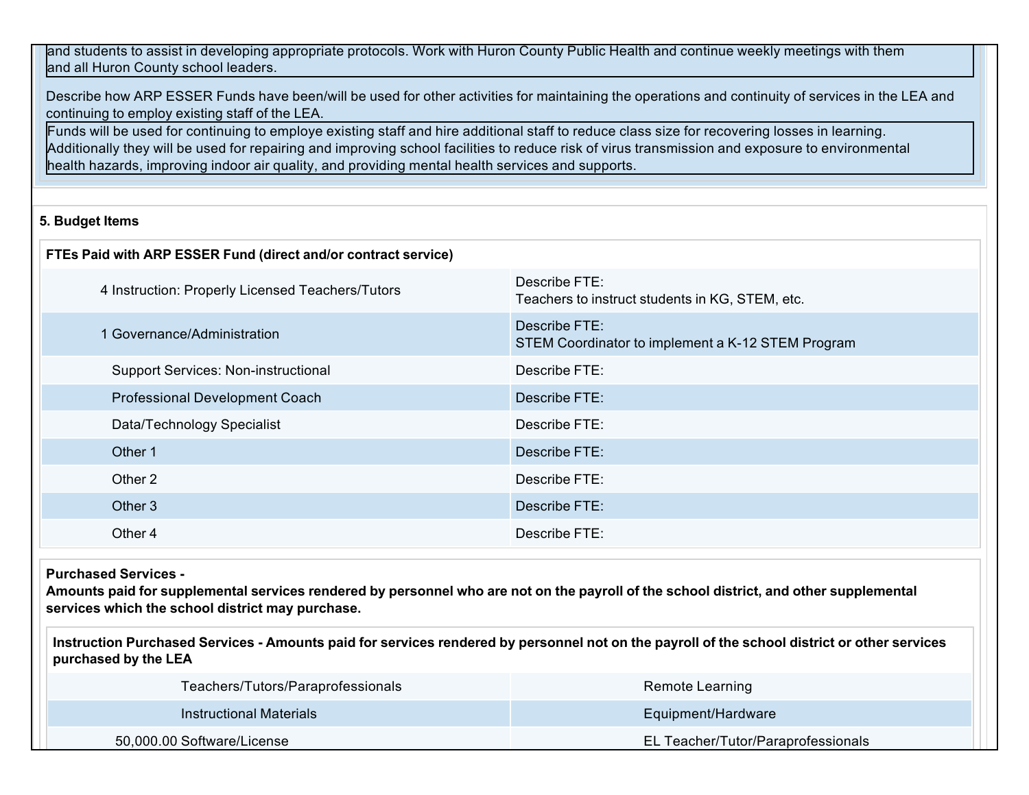and students to assist in developing appropriate protocols. Work with Huron County Public Health and continue weekly meetings with them and all Huron County school leaders.

Describe how ARP ESSER Funds have been/will be used for other activities for maintaining the operations and continuity of services in the LEA and continuing to employ existing staff of the LEA.

Funds will be used for continuing to employe existing staff and hire additional staff to reduce class size for recovering losses in learning. Additionally they will be used for repairing and improving school facilities to reduce risk of virus transmission and exposure to environmental health hazards, improving indoor air quality, and providing mental health services and supports.

**5. Budget Items**

**FTEs Paid with ARP ESSER Fund (direct and/or contract service)**

| | |
|---|---|
| 4 Instruction: Properly Licensed Teachers/Tutors | Describe FTE:<br>Teachers to instruct students in KG, STEM, etc. |
| 1 Governance/Administration | Describe FTE:<br>STEM Coordinator to implement a K-12 STEM Program |
| Support Services: Non-instructional | Describe FTE: |
| Professional Development Coach | Describe FTE: |
| Data/Technology Specialist | Describe FTE: |
| Other 1 | Describe FTE: |
| Other 2 | Describe FTE: |
| Other 3 | Describe FTE: |
| Other 4 | Describe FTE: |

**Purchased Services -**
**Amounts paid for supplemental services rendered by personnel who are not on the payroll of the school district, and other supplemental services which the school district may purchase.**

**Instruction Purchased Services - Amounts paid for services rendered by personnel not on the payroll of the school district or other services purchased by the LEA**

| | |
|---|---|
| Teachers/Tutors/Paraprofessionals | Remote Learning |
| Instructional Materials | Equipment/Hardware |
| 50,000.00 Software/License | EL Teacher/Tutor/Paraprofessionals |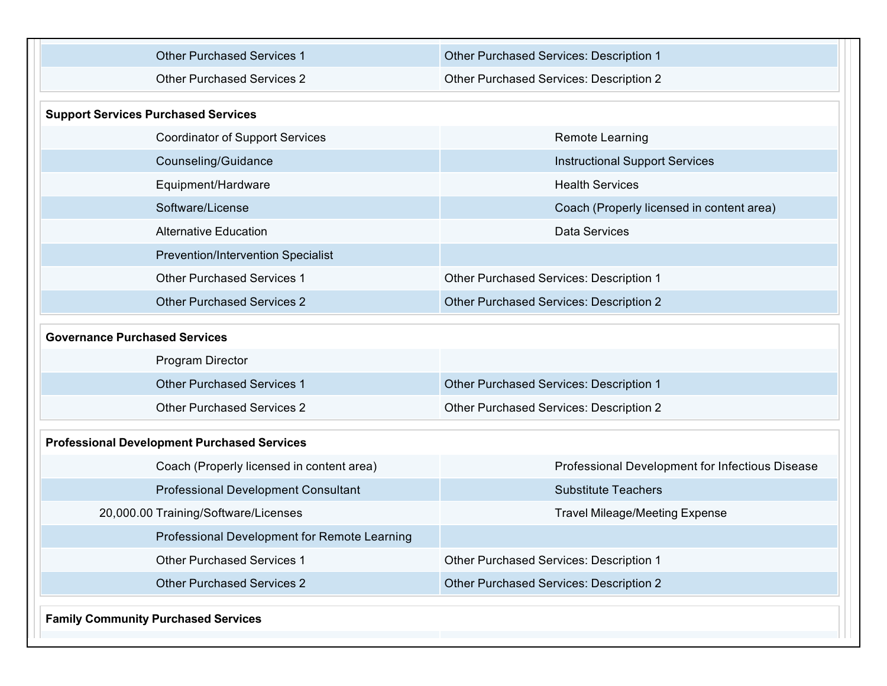| | | | |
|---|---|---|---|
| | Other Purchased Services 1 | Other Purchased Services: Description 1 | |
| | Other Purchased Services 2 | Other Purchased Services: Description 2 | |

**Support Services Purchased Services**

| | | | |
|---|---|---|---|
| | Coordinator of Support Services | | Remote Learning |
| | Counseling/Guidance | | Instructional Support Services |
| | Equipment/Hardware | | Health Services |
| | Software/License | | Coach (Properly licensed in content area) |
| | Alternative Education | | Data Services |
| | Prevention/Intervention Specialist | | |
| | Other Purchased Services 1 | Other Purchased Services: Description 1 | |
| | Other Purchased Services 2 | Other Purchased Services: Description 2 | |

**Governance Purchased Services**

| | | | |
|---|---|---|---|
| | Program Director | | |
| | Other Purchased Services 1 | Other Purchased Services: Description 1 | |
| | Other Purchased Services 2 | Other Purchased Services: Description 2 | |

**Professional Development Purchased Services**

| | | | |
|---|---|---|---|
| | Coach (Properly licensed in content area) | | Professional Development for Infectious Disease |
| | Professional Development Consultant | | Substitute Teachers |
| 20,000.00 | Training/Software/Licenses | | Travel Mileage/Meeting Expense |
| | Professional Development for Remote Learning | | |
| | Other Purchased Services 1 | Other Purchased Services: Description 1 | |
| | Other Purchased Services 2 | Other Purchased Services: Description 2 | |

**Family Community Purchased Services**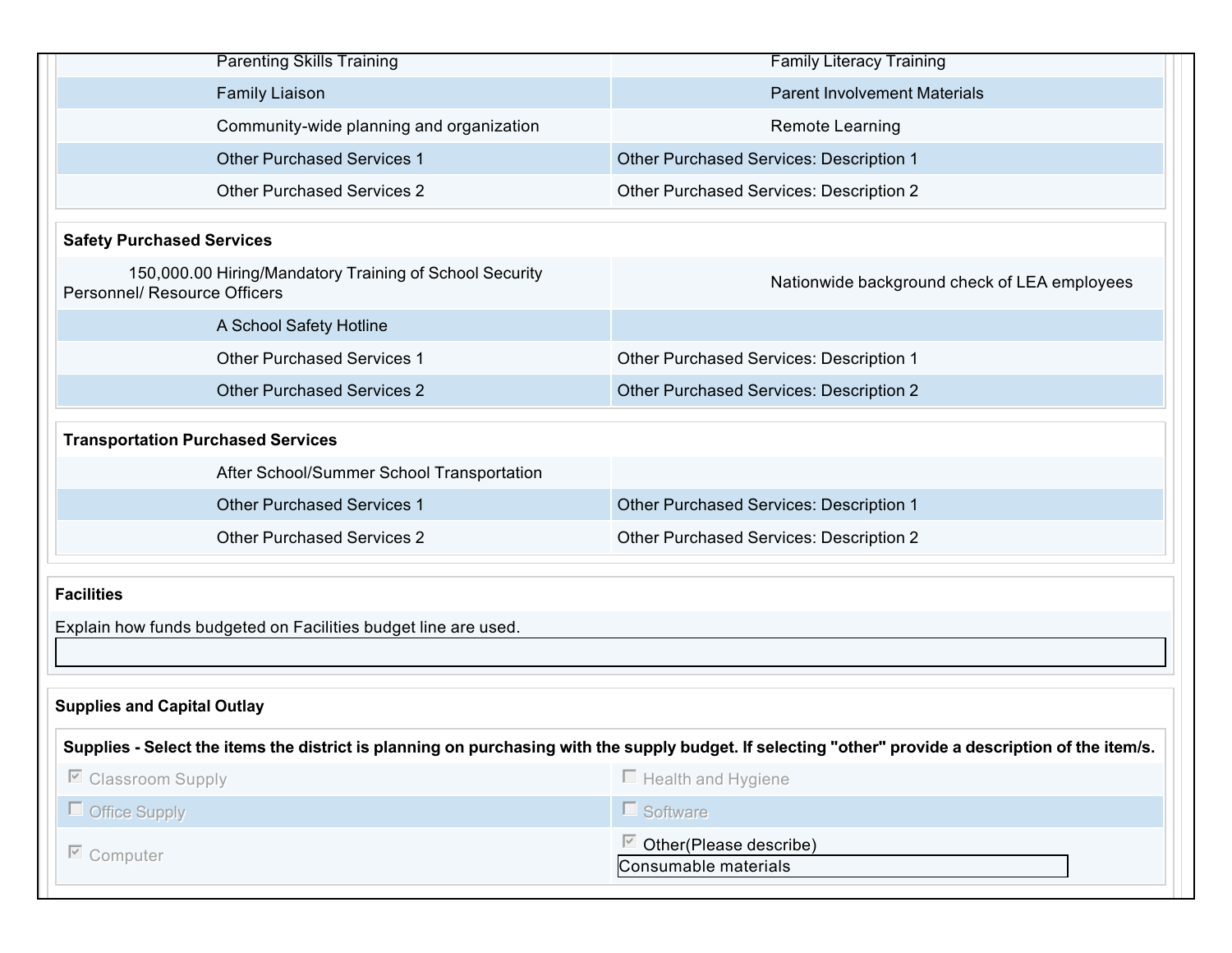| | |
|---|---|
| Parenting Skills Training | Family Literacy Training |
| Family Liaison | Parent Involvement Materials |
| Community-wide planning and organization | Remote Learning |
| Other Purchased Services 1 | Other Purchased Services: Description 1 |
| Other Purchased Services 2 | Other Purchased Services: Description 2 |

**Safety Purchased Services**

| | |
|---|---|
| 150,000.00 Hiring/Mandatory Training of School Security Personnel/ Resource Officers | Nationwide background check of LEA employees |
| A School Safety Hotline | |
| Other Purchased Services 1 | Other Purchased Services: Description 1 |
| Other Purchased Services 2 | Other Purchased Services: Description 2 |

**Transportation Purchased Services**

| | |
|---|---|
| After School/Summer School Transportation | |
| Other Purchased Services 1 | Other Purchased Services: Description 1 |
| Other Purchased Services 2 | Other Purchased Services: Description 2 |

**Facilities**

Explain how funds budgeted on Facilities budget line are used.

**Supplies and Capital Outlay**

**Supplies - Select the items the district is planning on purchasing with the supply budget. If selecting "other" provide a description of the item/s.**

| | |
|---|---|
| ☑ Classroom Supply | ☐ Health and Hygiene |
| ☐ Office Supply | ☐ Software |
| ☑ Computer | ☑ Other(Please describe) Consumable materials |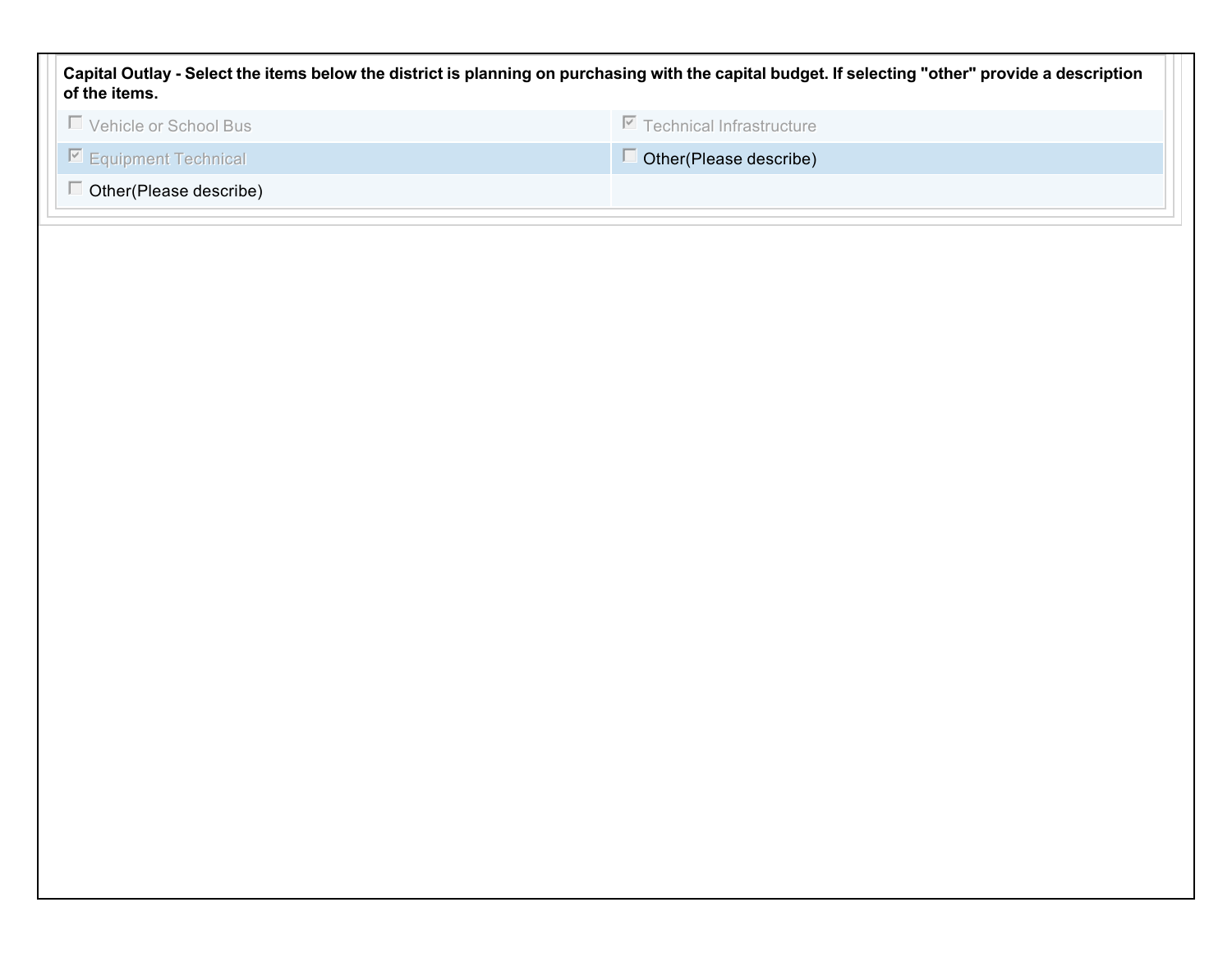**Capital Outlay - Select the items below the district is planning on purchasing with the capital budget. If selecting "other" provide a description of the items.**

| | |
|---|---|
| ☐ Vehicle or School Bus | ☑ Technical Infrastructure |
| ☑ Equipment Technical | ☐ Other(Please describe) |
| ☐ Other(Please describe) | |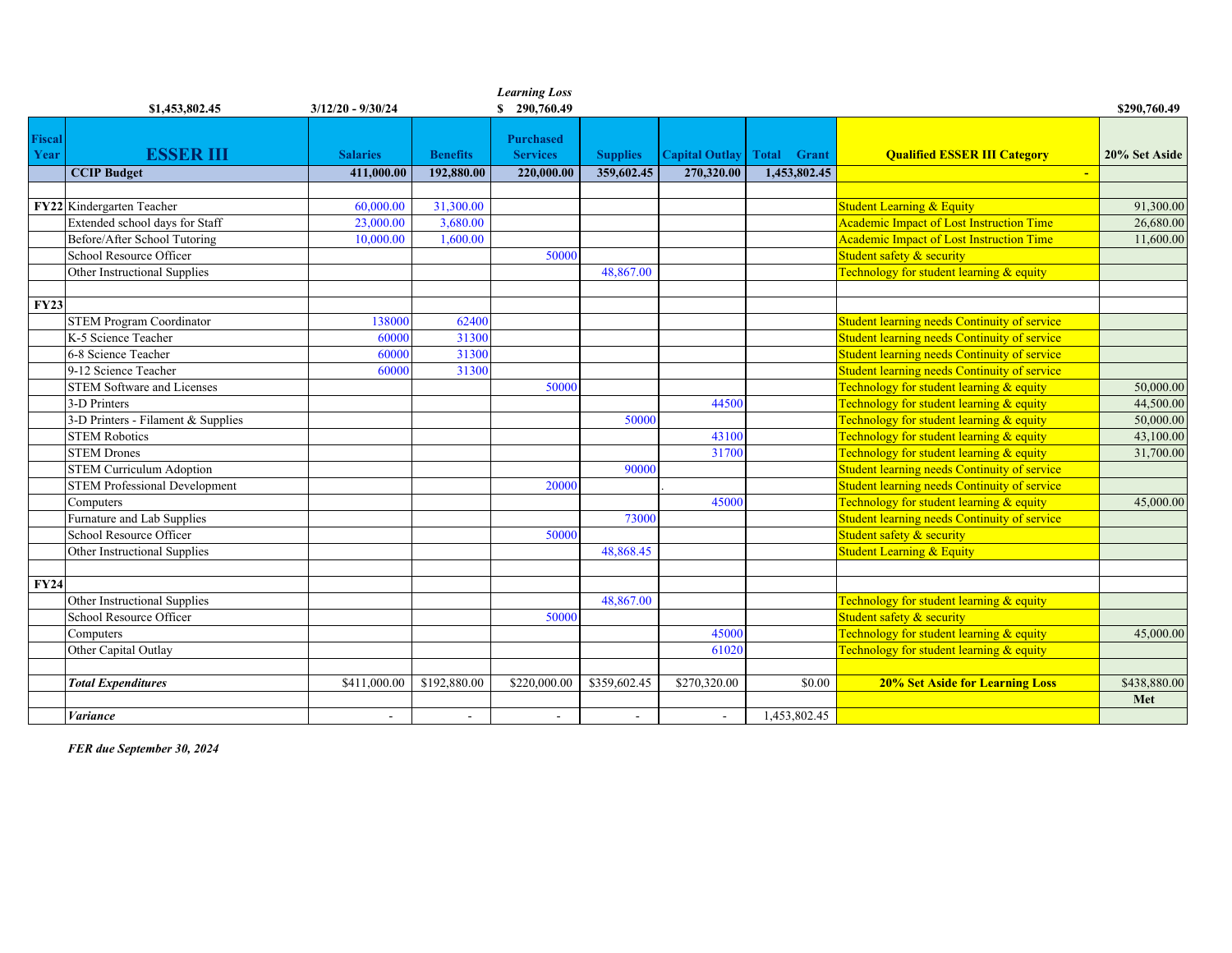| | $1,453,802.45 | 3/12/20 - 9/30/24 | | *Learning Loss* $ 290,760.49 | | | | | $290,760.49 |
|---|---|---|---|---|---|---|---|---|---|
| **Fiscal Year** | **ESSER III** | **Salaries** | **Benefits** | **Purchased Services** | **Supplies** | **Capital Outlay** | **Total Grant** | **Qualified ESSER III Category** | **20% Set Aside** |
| | **CCIP Budget** | **411,000.00** | **192,880.00** | **220,000.00** | **359,602.45** | **270,320.00** | **1,453,802.45** | - | |
| | | | | | | | | | |
| **FY22** | Kindergarten Teacher | 60,000.00 | 31,300.00 | | | | | Student Learning & Equity | 91,300.00 |
| | Extended school days for Staff | 23,000.00 | 3,680.00 | | | | | Academic Impact of Lost Instruction Time | 26,680.00 |
| | Before/After School Tutoring | 10,000.00 | 1,600.00 | | | | | Academic Impact of Lost Instruction Time | 11,600.00 |
| | School Resource Officer | | | 50000 | | | | Student safety & security | |
| | Other Instructional Supplies | | | | 48,867.00 | | | Technology for student learning & equity | |
| | | | | | | | | | |
| **FY23** | | | | | | | | | |
| | STEM Program Coordinator | 138000 | 62400 | | | | | Student learning needs Continuity of service | |
| | K-5 Science Teacher | 60000 | 31300 | | | | | Student learning needs Continuity of service | |
| | 6-8 Science Teacher | 60000 | 31300 | | | | | Student learning needs Continuity of service | |
| | 9-12 Science Teacher | 60000 | 31300 | | | | | Student learning needs Continuity of service | |
| | STEM Software and Licenses | | | 50000 | | | | Technology for student learning & equity | 50,000.00 |
| | 3-D Printers | | | | | 44500 | | Technology for student learning & equity | 44,500.00 |
| | 3-D Printers - Filament & Supplies | | | | 50000 | | | Technology for student learning & equity | 50,000.00 |
| | STEM Robotics | | | | | 43100 | | Technology for student learning & equity | 43,100.00 |
| | STEM Drones | | | | | 31700 | | Technology for student learning & equity | 31,700.00 |
| | STEM Curriculum Adoption | | | | 90000 | | | Student learning needs Continuity of service | |
| | STEM Professional Development | | | 20000 | | . | | Student learning needs Continuity of service | |
| | Computers | | | | | 45000 | | Technology for student learning & equity | 45,000.00 |
| | Furnature and Lab Supplies | | | | 73000 | | | Student learning needs Continuity of service | |
| | School Resource Officer | | | 50000 | | | | Student safety & security | |
| | Other Instructional Supplies | | | | 48,868.45 | | | Student Learning & Equity | |
| | | | | | | | | | |
| **FY24** | | | | | | | | | |
| | Other Instructional Supplies | | | | 48,867.00 | | | Technology for student learning & equity | |
| | School Resource Officer | | | 50000 | | | | Student safety & security | |
| | Computers | | | | | 45000 | | Technology for student learning & equity | 45,000.00 |
| | Other Capital Outlay | | | | | 61020 | | Technology for student learning & equity | |
| | | | | | | | | | |
| | ***Total Expenditures*** | $411,000.00 | $192,880.00 | $220,000.00 | $359,602.45 | $270,320.00 | $0.00 | **20% Set Aside for Learning Loss** | $438,880.00 |
| | | | | | | | | | **Met** |
| | ***Variance*** | - | - | - | - | - | 1,453,802.45 | | |

***FER due September 30, 2024***